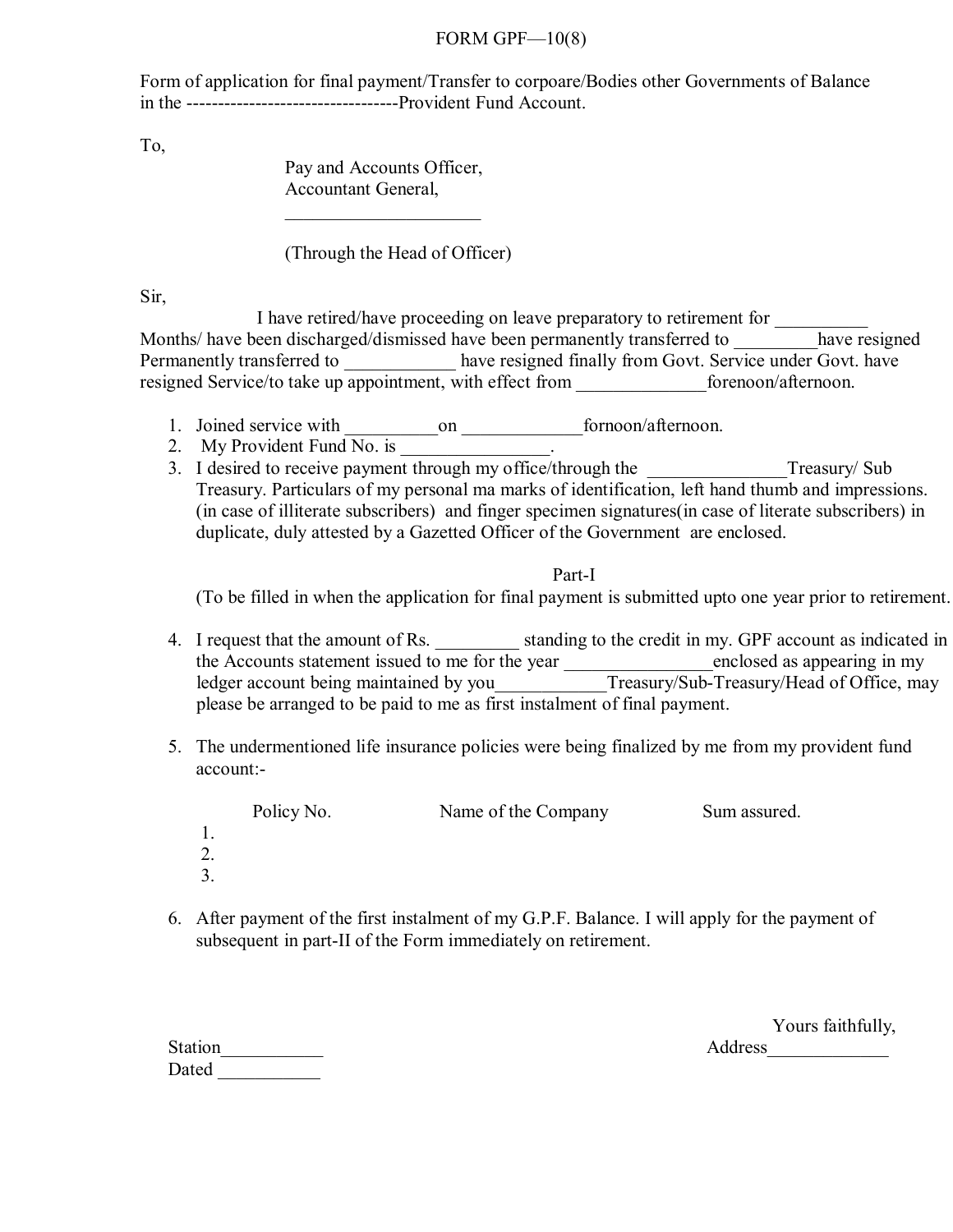# FORM GPF—10(8)

Form of application for final payment/Transfer to corpoare/Bodies other Governments of Balance in the ---------------------------------Provident Fund Account.

To,

Pay and Accounts Officer,
Accountant General,
_____________________

(Through the Head of Officer)

Sir,

I have retired/have proceeding on leave preparatory to retirement for __________ Months/ have been discharged/dismissed have been permanently transferred to _________have resigned Permanently transferred to ____________ have resigned finally from Govt. Service under Govt. have resigned Service/to take up appointment, with effect from ______________forenoon/afternoon.

1. Joined service with __________on _____________fornoon/afternoon.
2. My Provident Fund No. is ________________.
3. I desired to receive payment through my office/through the _______________Treasury/ Sub Treasury. Particulars of my personal ma marks of identification, left hand thumb and impressions. (in case of illiterate subscribers) and finger specimen signatures(in case of literate subscribers) in duplicate, duly attested by a Gazetted Officer of the Government are enclosed.

## Part-I

(To be filled in when the application for final payment is submitted upto one year prior to retirement.

4. I request that the amount of Rs. _________ standing to the credit in my. GPF account as indicated in the Accounts statement issued to me for the year ________________enclosed as appearing in my ledger account being maintained by you____________Treasury/Sub-Treasury/Head of Office, may please be arranged to be paid to me as first instalment of final payment.

5. The undermentioned life insurance policies were being finalized by me from my provident fund account:-

| | Policy No. | Name of the Company | Sum assured. |
|---|---|---|---|
| 1. | | | |
| 2. | | | |
| 3. | | | |

6. After payment of the first instalment of my G.P.F. Balance. I will apply for the payment of subsequent in part-II of the Form immediately on retirement.

Yours faithfully,

Station___________
Dated ___________

Address_____________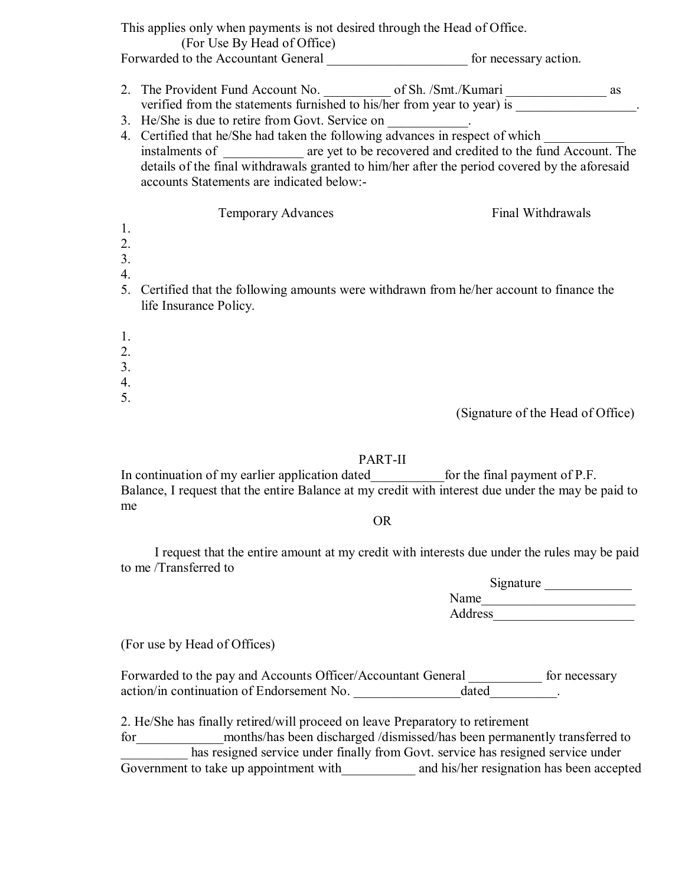This applies only when payments is not desired through the Head of Office.

(For Use By Head of Office)

Forwarded to the Accountant General _____________________ for necessary action.

2. The Provident Fund Account No. __________ of Sh. /Smt./Kumari _______________ as verified from the statements furnished to his/her from year to year) is __________________.
3. He/She is due to retire from Govt. Service on ____________.
4. Certified that he/She had taken the following advances in respect of which ____________ instalments of ____________ are yet to be recovered and credited to the fund Account. The details of the final withdrawals granted to him/her after the period covered by the aforesaid accounts Statements are indicated below:-

| | Temporary Advances | Final Withdrawals |
|---|---|---|
| 1. | | |
| 2. | | |
| 3. | | |
| 4. | | |

5. Certified that the following amounts were withdrawn from he/her account to finance the life Insurance Policy.

1.
2.
3.
4.
5.

(Signature of the Head of Office)

## PART-II

In continuation of my earlier application dated___________for the final payment of P.F. Balance, I request that the entire Balance at my credit with interest due under the may be paid to me

OR

I request that the entire amount at my credit with interests due under the rules may be paid to me /Transferred to

Signature _____________

Name_______________________

Address_____________________

(For use by Head of Offices)

Forwarded to the pay and Accounts Officer/Accountant General ___________ for necessary action/in continuation of Endorsement No. ________________dated__________.

2. He/She has finally retired/will proceed on leave Preparatory to retirement for_____________months/has been discharged /dismissed/has been permanently transferred to __________ has resigned service under finally from Govt. service has resigned service under Government to take up appointment with___________ and his/her resignation has been accepted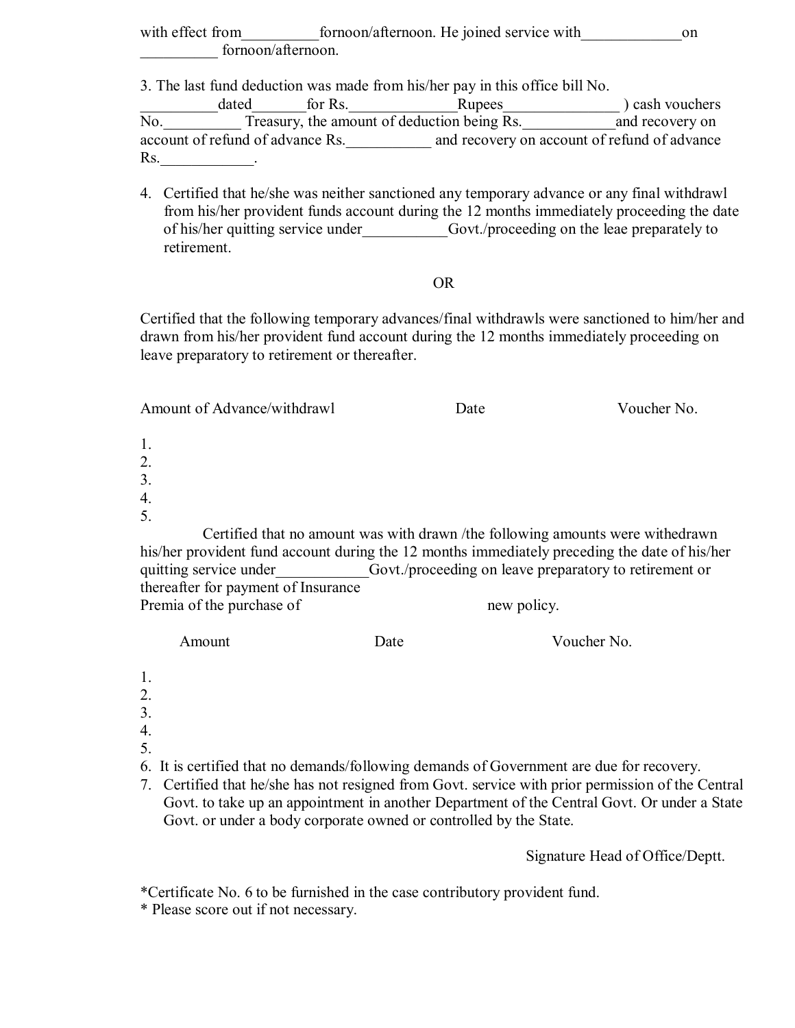with effect from__________fornoon/afternoon. He joined service with_____________on __________ fornoon/afternoon.

3. The last fund deduction was made from his/her pay in this office bill No. __________dated_______for Rs.______________Rupees_______________ ) cash vouchers No.__________ Treasury, the amount of deduction being Rs.____________and recovery on account of refund of advance Rs.___________ and recovery on account of refund of advance Rs.____________.

4. Certified that he/she was neither sanctioned any temporary advance or any final withdrawl from his/her provident funds account during the 12 months immediately proceeding the date of his/her quitting service under___________Govt./proceeding on the leae preparately to retirement.

OR

Certified that the following temporary advances/final withdrawls were sanctioned to him/her and drawn from his/her provident fund account during the 12 months immediately proceeding on leave preparatory to retirement or thereafter.

| Amount of Advance/withdrawl | Date | Voucher No. |
|---|---|---|
| 1. | | |
| 2. | | |
| 3. | | |
| 4. | | |
| 5. | | |

Certified that no amount was with drawn /the following amounts were withedrawn his/her provident fund account during the 12 months immediately preceding the date of his/her quitting service under____________Govt./proceeding on leave preparatory to retirement or thereafter for payment of Insurance Premia of the purchase of new policy.

| Amount | Date | Voucher No. |
|---|---|---|
| 1. | | |
| 2. | | |
| 3. | | |
| 4. | | |
| 5. | | |

6. It is certified that no demands/following demands of Government are due for recovery.
7. Certified that he/she has not resigned from Govt. service with prior permission of the Central Govt. to take up an appointment in another Department of the Central Govt. Or under a State Govt. or under a body corporate owned or controlled by the State.

Signature Head of Office/Deptt.

*Certificate No. 6 to be furnished in the case contributory provident fund.
* Please score out if not necessary.